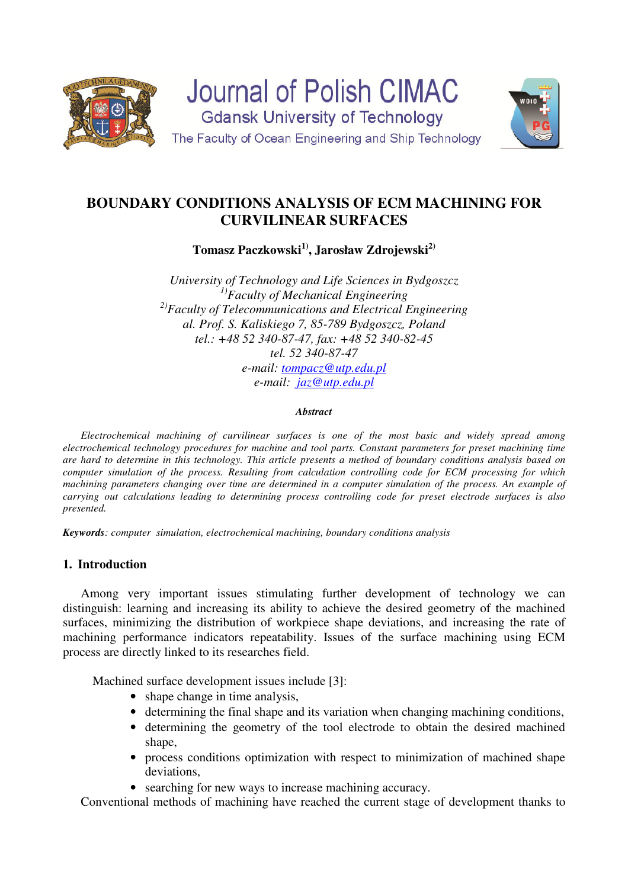# Journal of Polish CIMAC

Gdansk University of Technology

The Faculty of Ocean Engineering and Ship Technology

## BOUNDARY CONDITIONS ANALYSIS OF ECM MACHINING FOR CURVILINEAR SURFACES

**Tomasz Paczkowski[1], Jarosław Zdrojewski[2]**

*University of Technology and Life Sciences in Bydgoszcz*
*[1]Faculty of Mechanical Engineering*
*[2]Faculty of Telecommunications and Electrical Engineering*
*al. Prof. S. Kaliskiego 7, 85-789 Bydgoszcz, Poland*
*tel.: +48 52 340-87-47, fax: +48 52 340-82-45*
*tel. 52 340-87-47*
*e-mail: tompacz@utp.edu.pl*
*e-mail: jaz@utp.edu.pl*

***Abstract***

*Electrochemical machining of curvilinear surfaces is one of the most basic and widely spread among electrochemical technology procedures for machine and tool parts. Constant parameters for preset machining time are hard to determine in this technology. This article presents a method of boundary conditions analysis based on computer simulation of the process. Resulting from calculation controlling code for ECM processing for which machining parameters changing over time are determined in a computer simulation of the process. An example of carrying out calculations leading to determining process controlling code for preset electrode surfaces is also presented.*

***Keywords**: computer simulation, electrochemical machining, boundary conditions analysis*

### 1. Introduction

Among very important issues stimulating further development of technology we can distinguish: learning and increasing its ability to achieve the desired geometry of the machined surfaces, minimizing the distribution of workpiece shape deviations, and increasing the rate of machining performance indicators repeatability. Issues of the surface machining using ECM process are directly linked to its researches field.

Machined surface development issues include [3]:

- shape change in time analysis,
- determining the final shape and its variation when changing machining conditions,
- determining the geometry of the tool electrode to obtain the desired machined shape,
- process conditions optimization with respect to minimization of machined shape deviations,
- searching for new ways to increase machining accuracy.

Conventional methods of machining have reached the current stage of development thanks to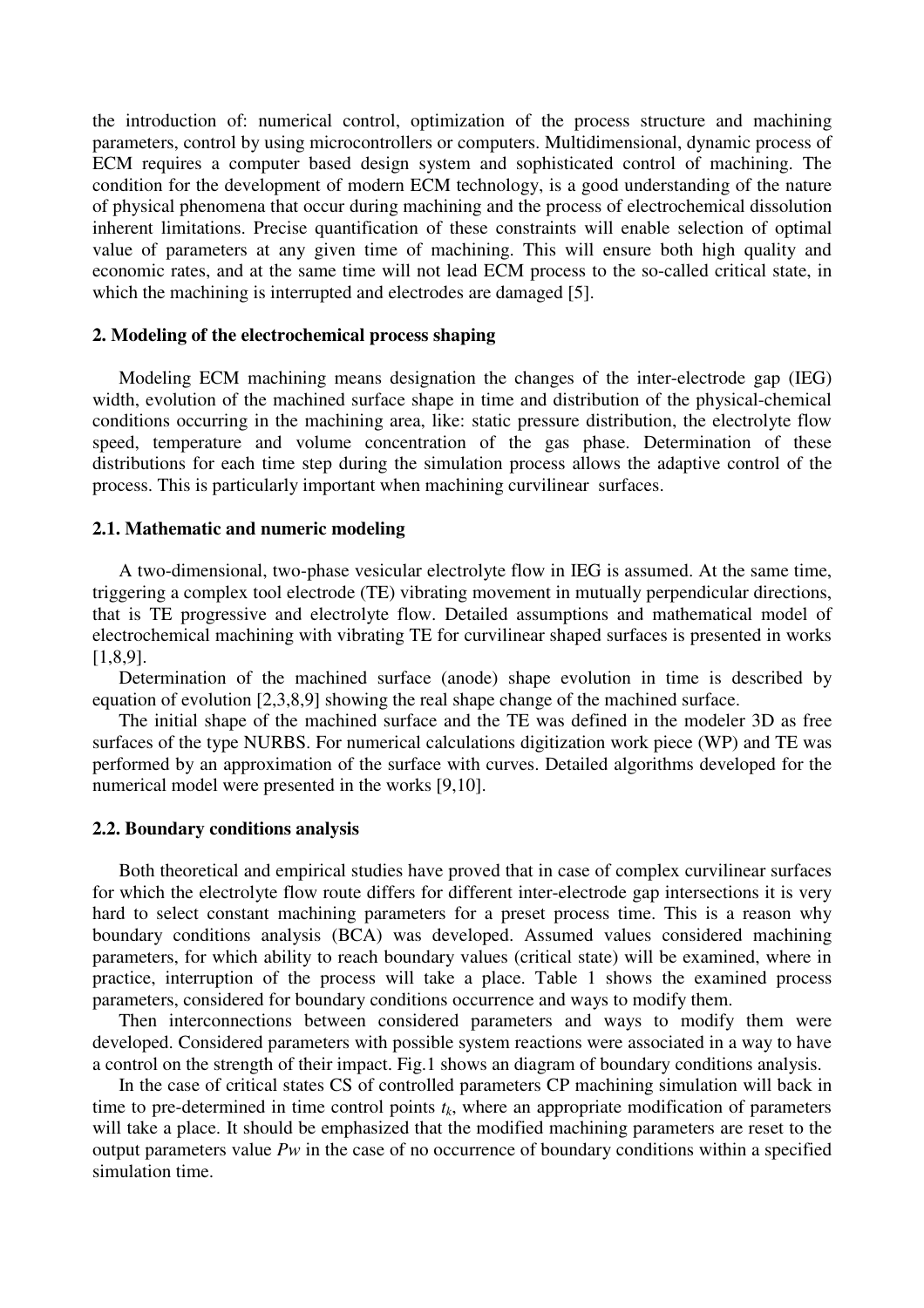the introduction of: numerical control, optimization of the process structure and machining parameters, control by using microcontrollers or computers. Multidimensional, dynamic process of ECM requires a computer based design system and sophisticated control of machining. The condition for the development of modern ECM technology, is a good understanding of the nature of physical phenomena that occur during machining and the process of electrochemical dissolution inherent limitations. Precise quantification of these constraints will enable selection of optimal value of parameters at any given time of machining. This will ensure both high quality and economic rates, and at the same time will not lead ECM process to the so-called critical state, in which the machining is interrupted and electrodes are damaged [5].

## 2. Modeling of the electrochemical process shaping

Modeling ECM machining means designation the changes of the inter-electrode gap (IEG) width, evolution of the machined surface shape in time and distribution of the physical-chemical conditions occurring in the machining area, like: static pressure distribution, the electrolyte flow speed, temperature and volume concentration of the gas phase. Determination of these distributions for each time step during the simulation process allows the adaptive control of the process. This is particularly important when machining curvilinear surfaces.

### 2.1. Mathematic and numeric modeling

A two-dimensional, two-phase vesicular electrolyte flow in IEG is assumed. At the same time, triggering a complex tool electrode (TE) vibrating movement in mutually perpendicular directions, that is TE progressive and electrolyte flow. Detailed assumptions and mathematical model of electrochemical machining with vibrating TE for curvilinear shaped surfaces is presented in works [1,8,9].

Determination of the machined surface (anode) shape evolution in time is described by equation of evolution [2,3,8,9] showing the real shape change of the machined surface.

The initial shape of the machined surface and the TE was defined in the modeler 3D as free surfaces of the type NURBS. For numerical calculations digitization work piece (WP) and TE was performed by an approximation of the surface with curves. Detailed algorithms developed for the numerical model were presented in the works [9,10].

### 2.2. Boundary conditions analysis

Both theoretical and empirical studies have proved that in case of complex curvilinear surfaces for which the electrolyte flow route differs for different inter-electrode gap intersections it is very hard to select constant machining parameters for a preset process time. This is a reason why boundary conditions analysis (BCA) was developed. Assumed values considered machining parameters, for which ability to reach boundary values (critical state) will be examined, where in practice, interruption of the process will take a place. Table 1 shows the examined process parameters, considered for boundary conditions occurrence and ways to modify them.

Then interconnections between considered parameters and ways to modify them were developed. Considered parameters with possible system reactions were associated in a way to have a control on the strength of their impact. Fig.1 shows an diagram of boundary conditions analysis.

In the case of critical states CS of controlled parameters CP machining simulation will back in time to pre-determined in time control points $t_k$, where an appropriate modification of parameters will take a place. It should be emphasized that the modified machining parameters are reset to the output parameters value *Pw* in the case of no occurrence of boundary conditions within a specified simulation time.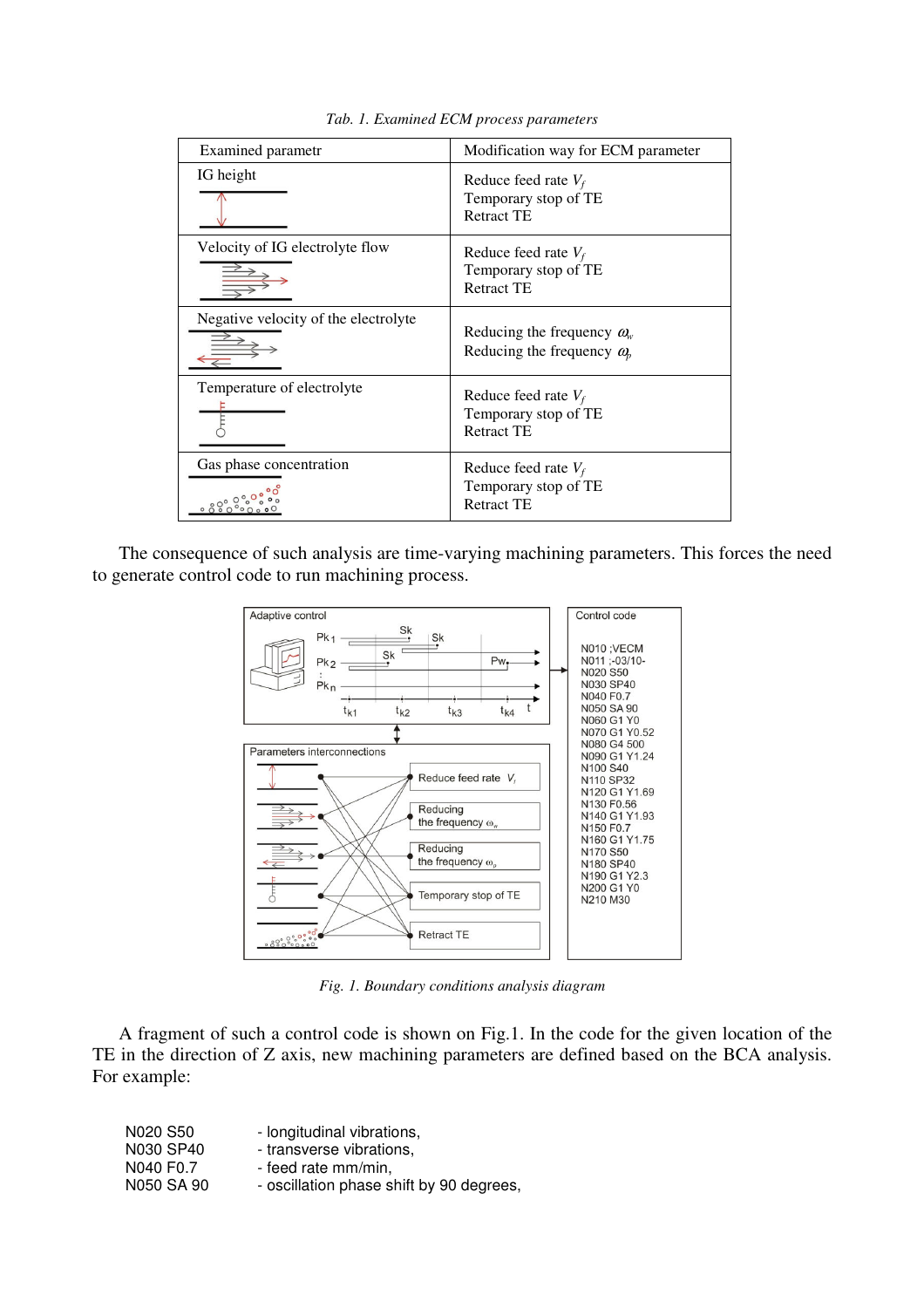*Tab. 1. Examined ECM process parameters*

| Examined parametr | Modification way for ECM parameter |
|---|---|
| IG height | Reduce feed rate $V_f$<br>Temporary stop of TE<br>Retract TE |
| Velocity of IG electrolyte flow | Reduce feed rate $V_f$<br>Temporary stop of TE<br>Retract TE |
| Negative velocity of the electrolyte | Reducing the frequency $\omega_w$<br>Reducing the frequency $\omega_p$ |
| Temperature of electrolyte | Reduce feed rate $V_f$<br>Temporary stop of TE<br>Retract TE |
| Gas phase concentration | Reduce feed rate $V_f$<br>Temporary stop of TE<br>Retract TE |

The consequence of such analysis are time-varying machining parameters. This forces the need to generate control code to run machining process.

Adaptive control

Pk1

Sk

Sk

Pk2

Sk

Pw

:

Pkn

tk1

tk2

tk3

tk4

t

Control code

N010 ;VECM
N011 ;-03/10-
N020 S50
N030 SP40
N040 F0.7
N050 SA 90
N060 G1 Y0
N070 G1 Y0.52
N080 G4 500
N090 G1 Y1.24
N100 S40
N110 SP32
N120 G1 Y1.69
N130 F0.56
N140 G1 Y1.93
N150 F0.7
N160 G1 Y1.75
N170 S50
N180 SP40
N190 G1 Y2.3
N200 G1 Y0
N210 M30

Parameters interconnections

Reduce feed rate $V_f$

Reducing the frequency $\omega_w$

Reducing the frequency $\omega_p$

Temporary stop of TE

Retract TE

*Fig. 1. Boundary conditions analysis diagram*

A fragment of such a control code is shown on Fig.1. In the code for the given location of the TE in the direction of Z axis, new machining parameters are defined based on the BCA analysis. For example:

```
N020 S50     - longitudinal vibrations,
N030 SP40    - transverse vibrations,
N040 F0.7    - feed rate mm/min,
N050 SA 90   - oscillation phase shift by 90 degrees,
```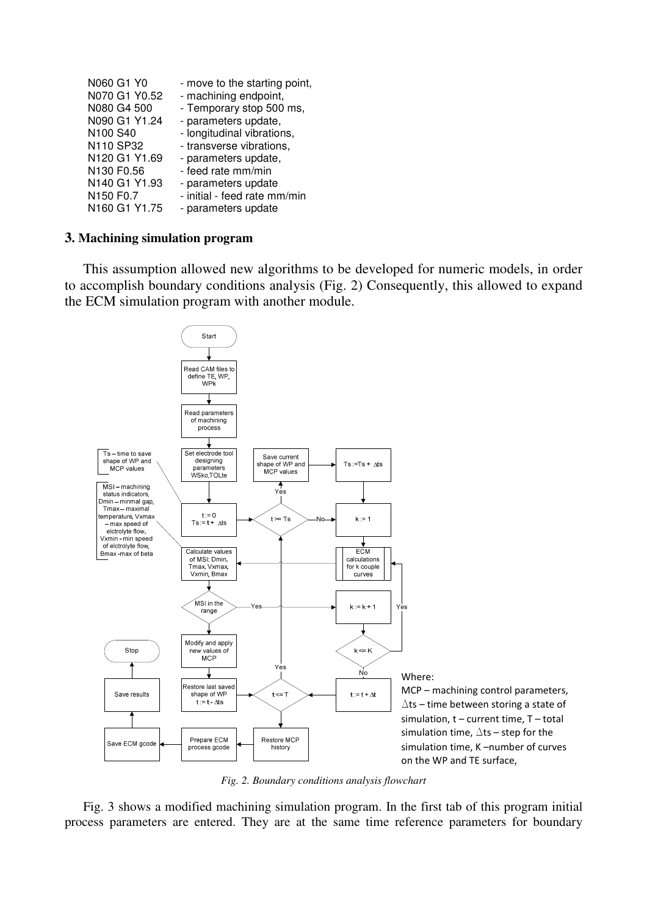```
N060 G1 Y0       - move to the starting point,
N070 G1 Y0.52    - machining endpoint,
N080 G4 500      - Temporary stop 500 ms,
N090 G1 Y1.24    - parameters update,
N100 S40         - longitudinal vibrations,
N110 SP32        - transverse vibrations,
N120 G1 Y1.69    - parameters update,
N130 F0.56       - feed rate mm/min
N140 G1 Y1.93    - parameters update
N150 F0.7        - initial - feed rate mm/min
N160 G1 Y1.75    - parameters update
```

## 3. Machining simulation program

This assumption allowed new algorithms to be developed for numeric models, in order to accomplish boundary conditions analysis (Fig. 2) Consequently, this allowed to expand the ECM simulation program with another module.

Start

Read CAM files to define TE, WP, WPk

Read parameters of machining process

Set electrode tool designing parameters WSko,TOLte

Ts – time to save shape of WP and MCP values

MSI – machining status indicators, Dmin – minmal gap, Tmax – maximal temperature, Vxmax – max speed of elctrolyte flow, Vxmin - min speed of elctrolyte flow, Bmax - max of beta

$t := 0$
$Ts := t + \Delta ts$

$t >= Ts$

Yes

No

Save current shape of WP and MCP values

$Ts := Ts + \Delta ts$

$k := 1$

ECM calculations for k couple curves

Calculate values of MSI: Dmin, Tmax, Vxmax, Vxmin, Bmax

MSI in the range

Yes

$k := k + 1$

$k <= K$

Yes

No

Modify and apply new values of MCP

Restore last saved shape of WP
$t := t - \Delta ts$

$t <= T$

Yes

$t := t + \Delta t$

Stop

Save results

Save ECM gcode

Prepare ECM process gcode

Restore MCP history

Where:
MCP – machining control parameters, $\Delta ts$ – time between storing a state of simulation, t – current time, T – total simulation time, $\Delta ts$ – step for the simulation time, K –number of curves on the WP and TE surface,

*Fig. 2. Boundary conditions analysis flowchart*

Fig. 3 shows a modified machining simulation program. In the first tab of this program initial process parameters are entered. They are at the same time reference parameters for boundary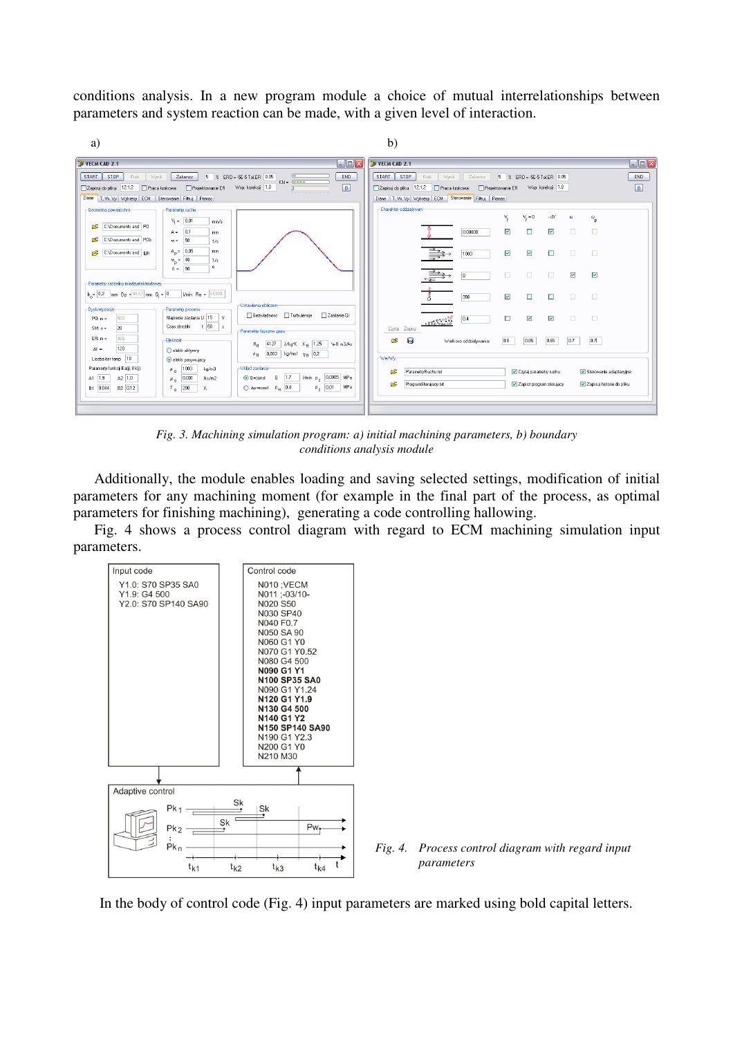conditions analysis. In a new program module a choice of mutual interrelationships between parameters and system reaction can be made, with a given level of interaction.

a)

b)

*Fig. 3. Machining simulation program: a) initial machining parameters, b) boundary conditions analysis module*

Additionally, the module enables loading and saving selected settings, modification of initial parameters for any machining moment (for example in the final part of the process, as optimal parameters for finishing machining), generating a code controlling hallowing.

Fig. 4 shows a process control diagram with regard to ECM machining simulation input parameters.

Input code

Y1.0: S70 SP35 SA0
Y1.9: G4 500
Y2.0: S70 SP140 SA90

Control code

N010 ;VECM
N011 ;-03/10-
N020 S50
N030 SP40
N040 F0.7
N050 SA 90
N060 G1 Y0
N070 G1 Y0.52
N080 G4 500
**N090 G1 Y1**
**N100 SP35 SA0**
N090 G1 Y1.24
**N120 G1 Y1.9**
**N130 G4 500**
**N140 G1 Y2**
**N150 SP140 SA90**
N190 G1 Y2.3
N200 G1 Y0
N210 M30

Adaptive control

$Pk_1$ $Pk_2$ : $Pk_n$

Sk Sk Sk Pw

$t_{k1}$ $t_{k2}$ $t_{k3}$ $t_{k4}$ t

*Fig. 4. Process control diagram with regard input parameters*

In the body of control code (Fig. 4) input parameters are marked using bold capital letters.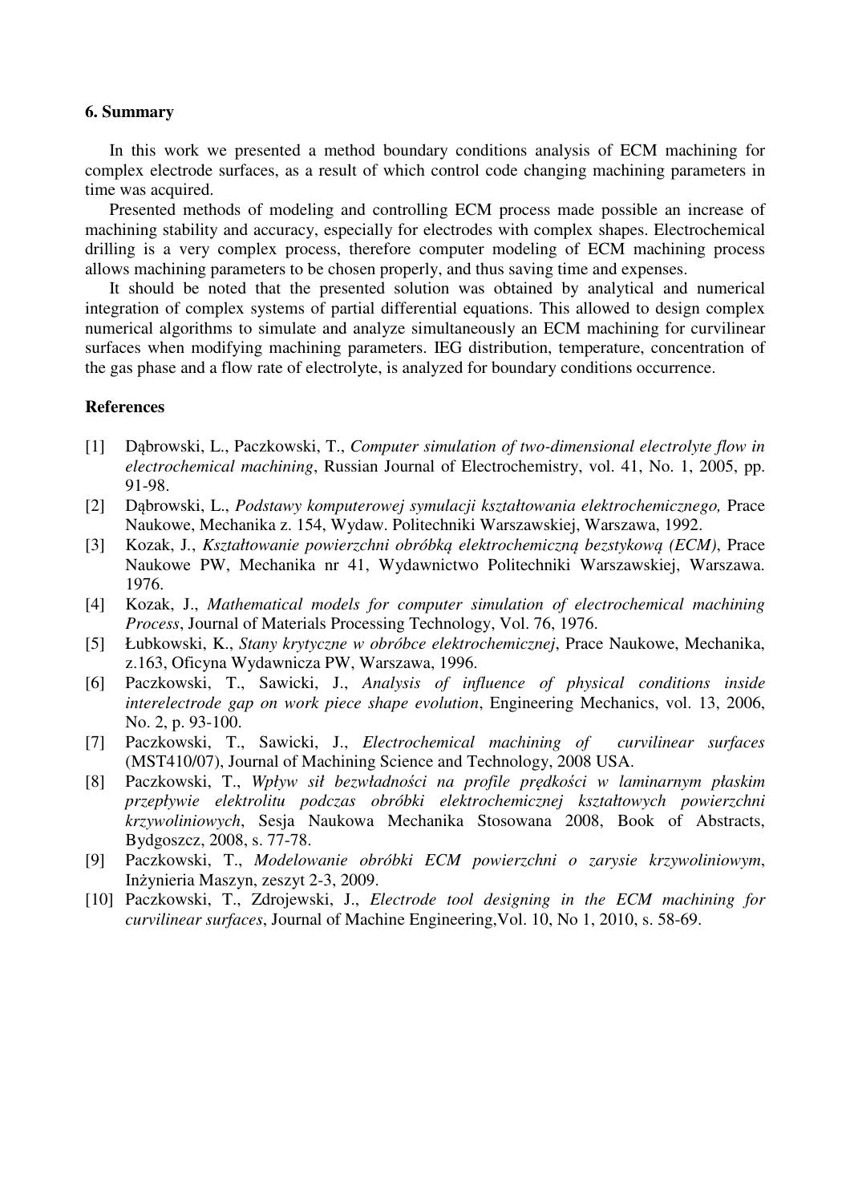## 6. Summary

In this work we presented a method boundary conditions analysis of ECM machining for complex electrode surfaces, as a result of which control code changing machining parameters in time was acquired.

Presented methods of modeling and controlling ECM process made possible an increase of machining stability and accuracy, especially for electrodes with complex shapes. Electrochemical drilling is a very complex process, therefore computer modeling of ECM machining process allows machining parameters to be chosen properly, and thus saving time and expenses.

It should be noted that the presented solution was obtained by analytical and numerical integration of complex systems of partial differential equations. This allowed to design complex numerical algorithms to simulate and analyze simultaneously an ECM machining for curvilinear surfaces when modifying machining parameters. IEG distribution, temperature, concentration of the gas phase and a flow rate of electrolyte, is analyzed for boundary conditions occurrence.

## References

[1] Dąbrowski, L., Paczkowski, T., *Computer simulation of two-dimensional electrolyte flow in electrochemical machining*, Russian Journal of Electrochemistry, vol. 41, No. 1, 2005, pp. 91-98.

[2] Dąbrowski, L., *Podstawy komputerowej symulacji kształtowania elektrochemicznego,* Prace Naukowe, Mechanika z. 154, Wydaw. Politechniki Warszawskiej, Warszawa, 1992.

[3] Kozak, J., *Kształtowanie powierzchni obróbką elektrochemiczną bezstykową (ECM)*, Prace Naukowe PW, Mechanika nr 41, Wydawnictwo Politechniki Warszawskiej, Warszawa. 1976.

[4] Kozak, J., *Mathematical models for computer simulation of electrochemical machining Process*, Journal of Materials Processing Technology, Vol. 76, 1976.

[5] Łubkowski, K., *Stany krytyczne w obróbce elektrochemicznej*, Prace Naukowe, Mechanika, z.163, Oficyna Wydawnicza PW, Warszawa, 1996.

[6] Paczkowski, T., Sawicki, J., *Analysis of influence of physical conditions inside interelectrode gap on work piece shape evolution*, Engineering Mechanics, vol. 13, 2006, No. 2, p. 93-100.

[7] Paczkowski, T., Sawicki, J., *Electrochemical machining of curvilinear surfaces* (MST410/07), Journal of Machining Science and Technology, 2008 USA.

[8] Paczkowski, T., *Wpływ sił bezwładności na profile prędkości w laminarnym płaskim przepływie elektrolitu podczas obróbki elektrochemicznej kształtowych powierzchni krzywoliniowych*, Sesja Naukowa Mechanika Stosowana 2008, Book of Abstracts, Bydgoszcz, 2008, s. 77-78.

[9] Paczkowski, T., *Modelowanie obróbki ECM powierzchni o zarysie krzywoliniowym*, Inżynieria Maszyn, zeszyt 2-3, 2009.

[10] Paczkowski, T., Zdrojewski, J., *Electrode tool designing in the ECM machining for curvilinear surfaces*, Journal of Machine Engineering,Vol. 10, No 1, 2010, s. 58-69.